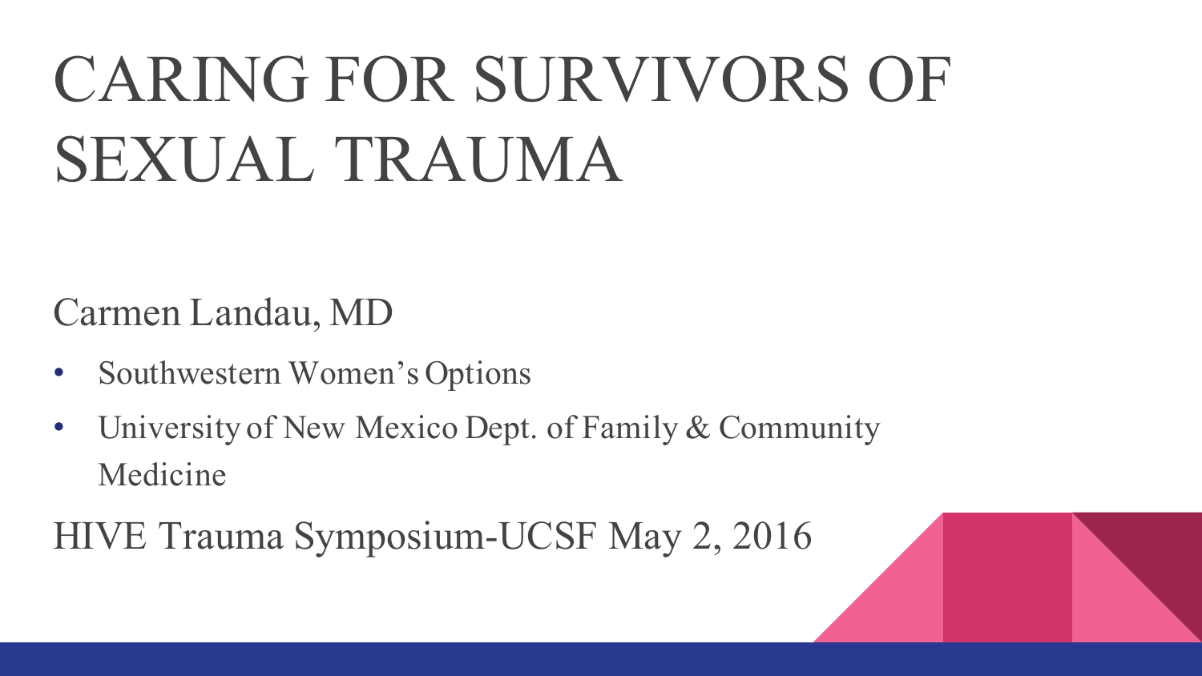# CARING FOR SURVIVORS OF SEXUAL TRAUMA

Carmen Landau, MD

- Southwestern Women's Options
- University of New Mexico Dept. of Family & Community Medicine

HIVE Trauma Symposium-UCSF May 2, 2016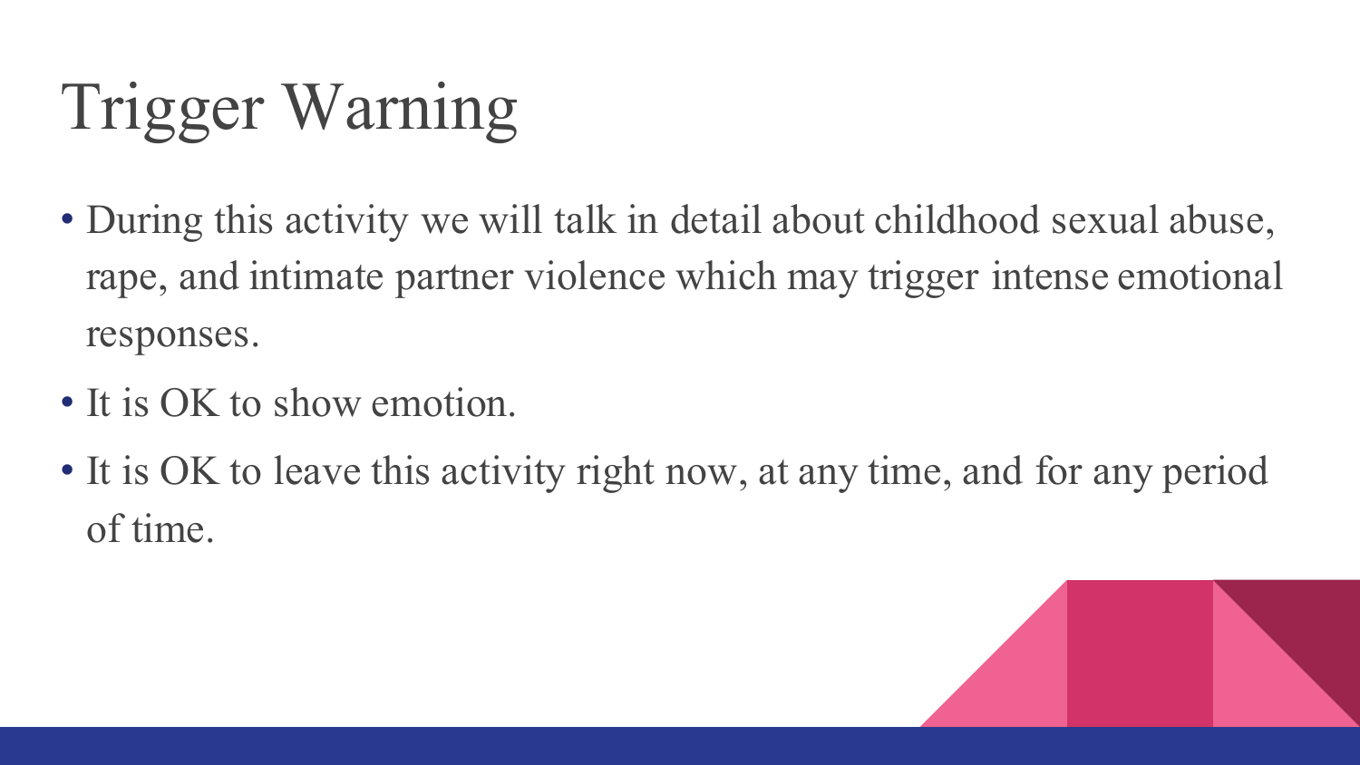# Trigger Warning

- During this activity we will talk in detail about childhood sexual abuse, rape, and intimate partner violence which may trigger intense emotional responses.
- It is OK to show emotion.
- It is OK to leave this activity right now, at any time, and for any period of time.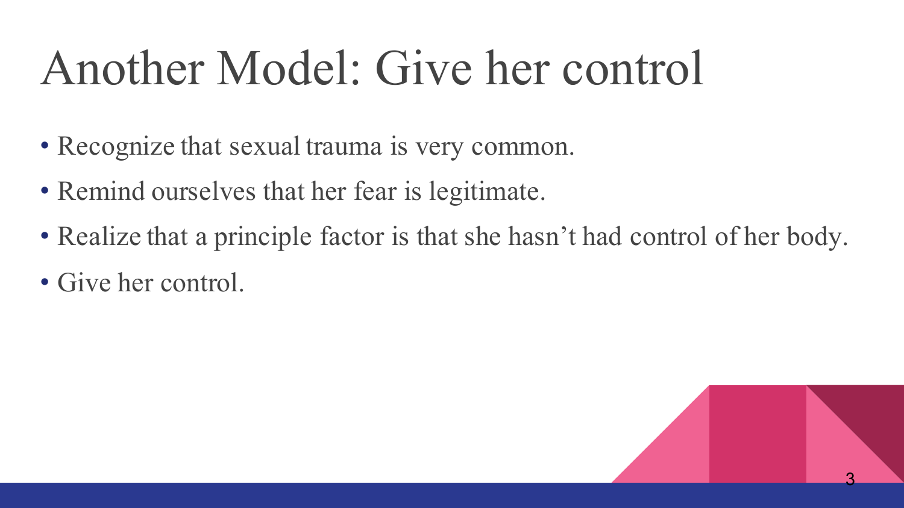# Another Model: Give her control

- Recognize that sexual trauma is very common.
- Remind ourselves that her fear is legitimate.
- Realize that a principle factor is that she hasn't had control of her body.
- Give her control.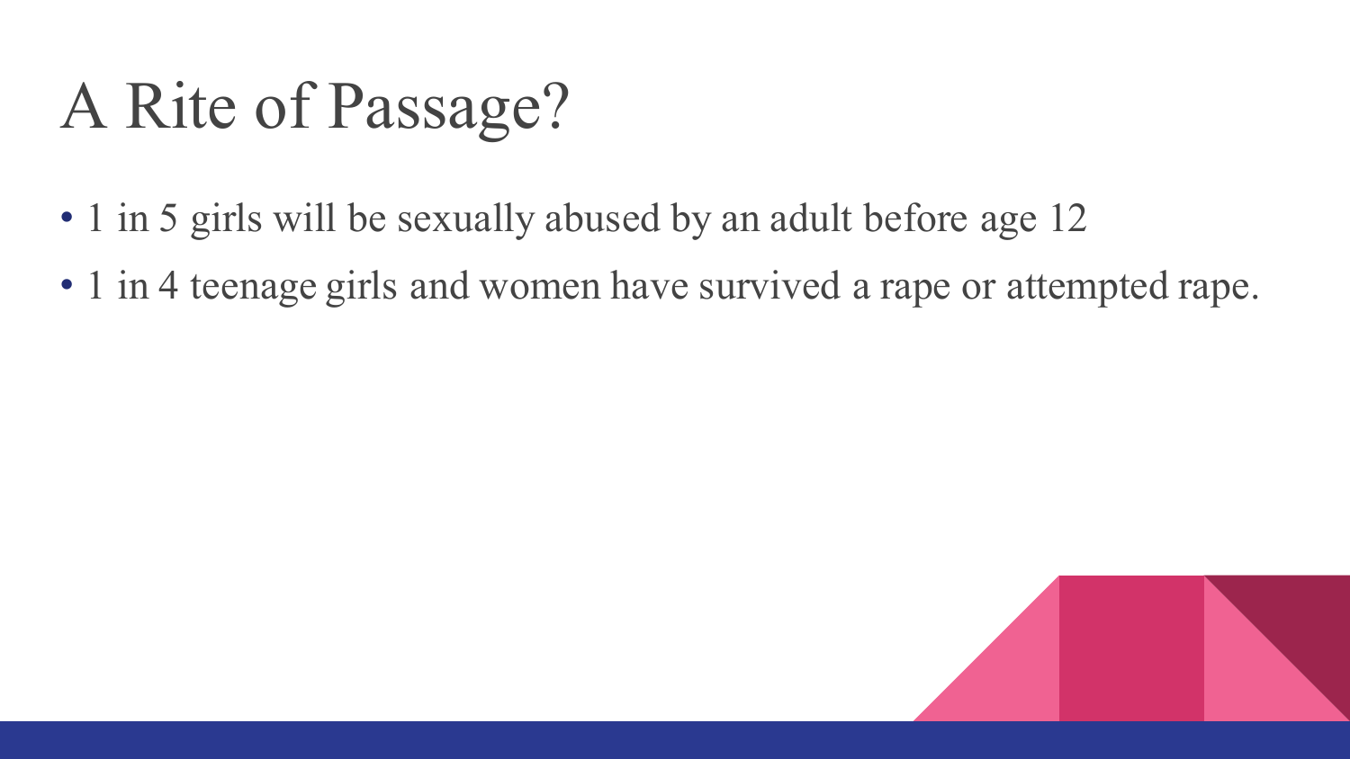# A Rite of Passage?

- 1 in 5 girls will be sexually abused by an adult before age 12
- 1 in 4 teenage girls and women have survived a rape or attempted rape.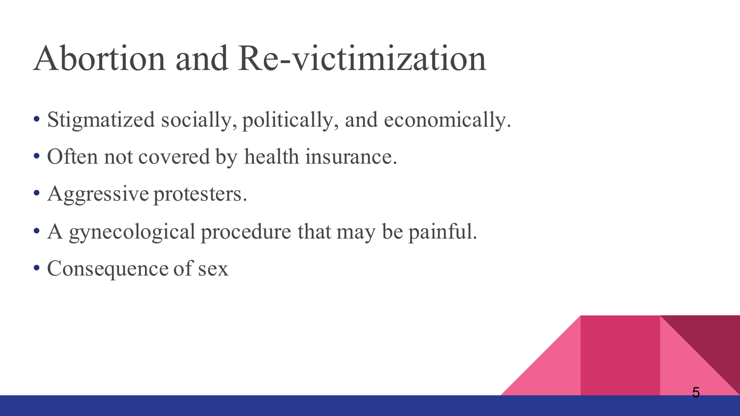# Abortion and Re-victimization

- Stigmatized socially, politically, and economically.
- Often not covered by health insurance.
- Aggressive protesters.
- A gynecological procedure that may be painful.
- Consequence of sex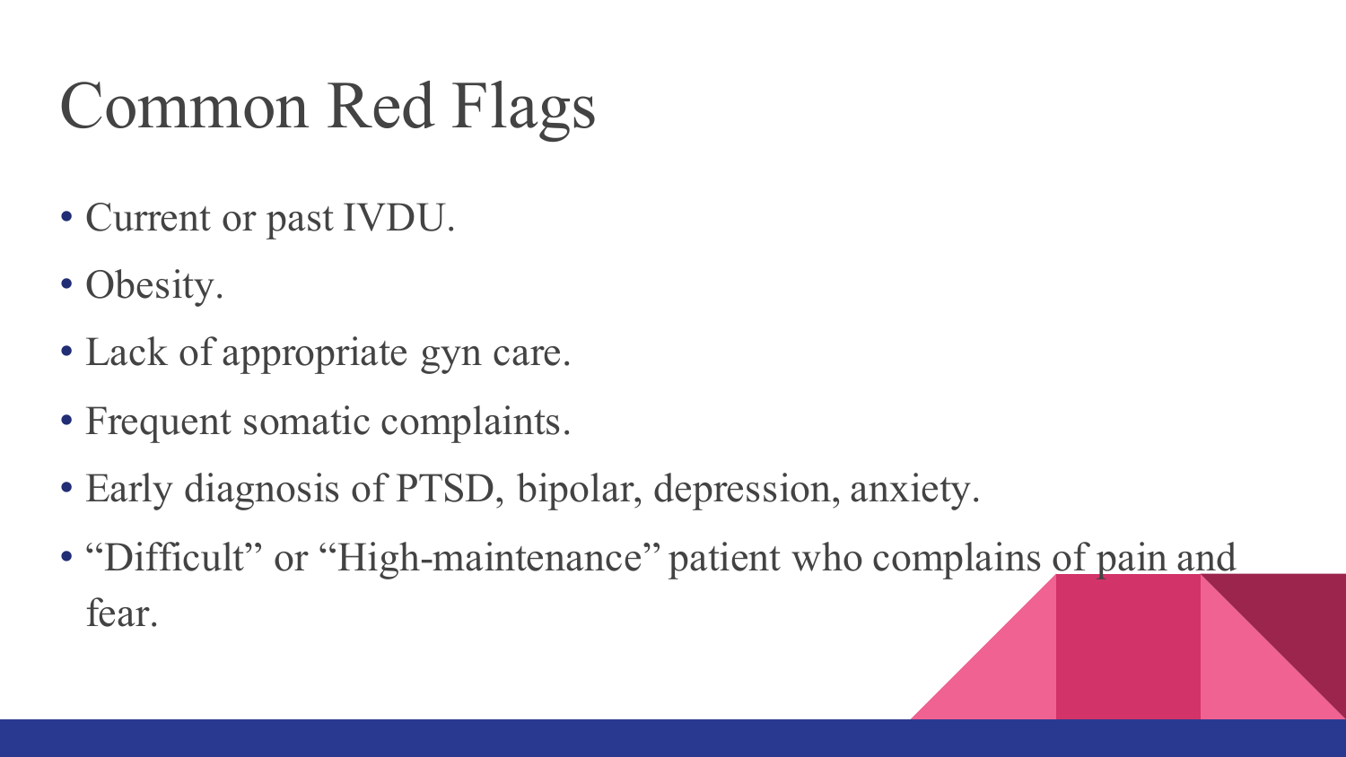# Common Red Flags

- Current or past IVDU.
- Obesity.
- Lack of appropriate gyn care.
- Frequent somatic complaints.
- Early diagnosis of PTSD, bipolar, depression, anxiety.
- "Difficult" or "High-maintenance" patient who complains of pain and fear.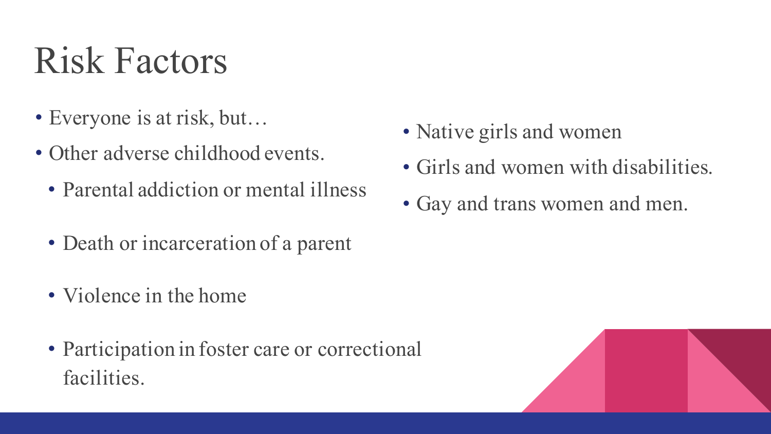# Risk Factors

- Everyone is at risk, but…
- Other adverse childhood events.
  - Parental addiction or mental illness
  - Death or incarceration of a parent
  - Violence in the home
  - Participation in foster care or correctional facilities.
- Native girls and women
- Girls and women with disabilities.
- Gay and trans women and men.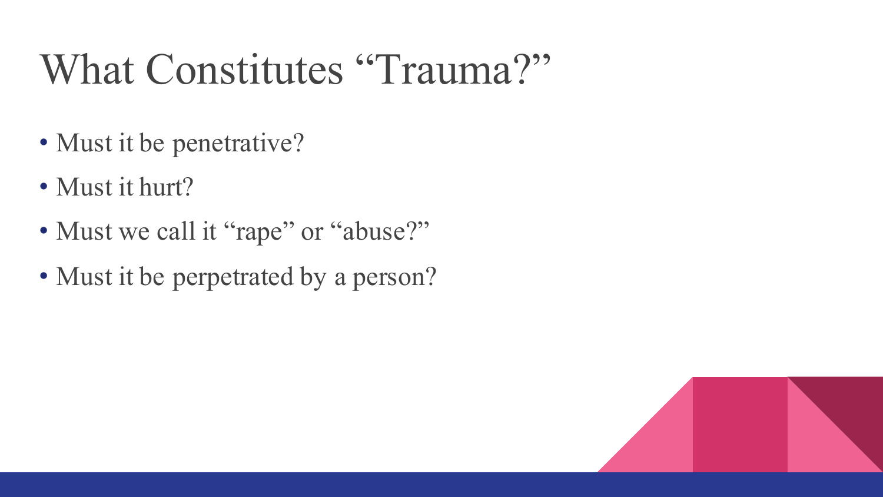# What Constitutes "Trauma?"

- Must it be penetrative?
- Must it hurt?
- Must we call it "rape" or "abuse?"
- Must it be perpetrated by a person?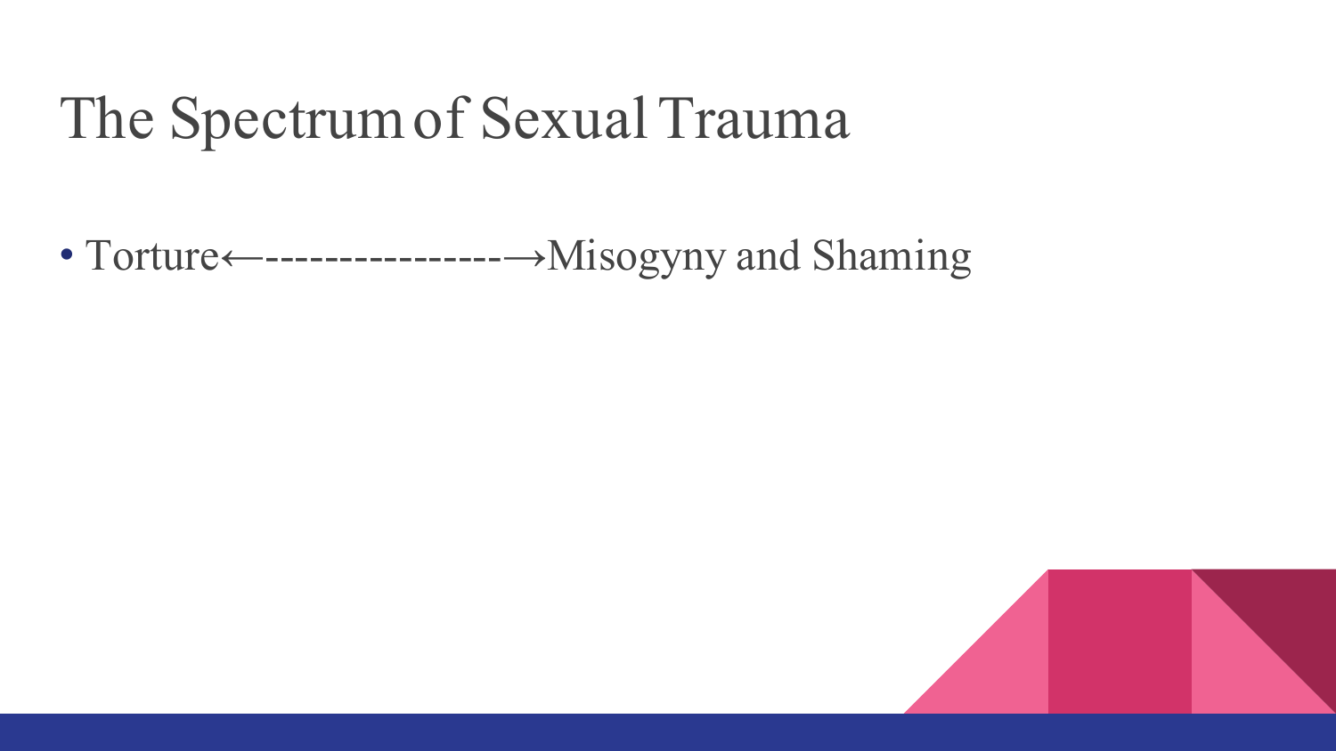# The Spectrum of Sexual Trauma

- Torture←----------------→Misogyny and Shaming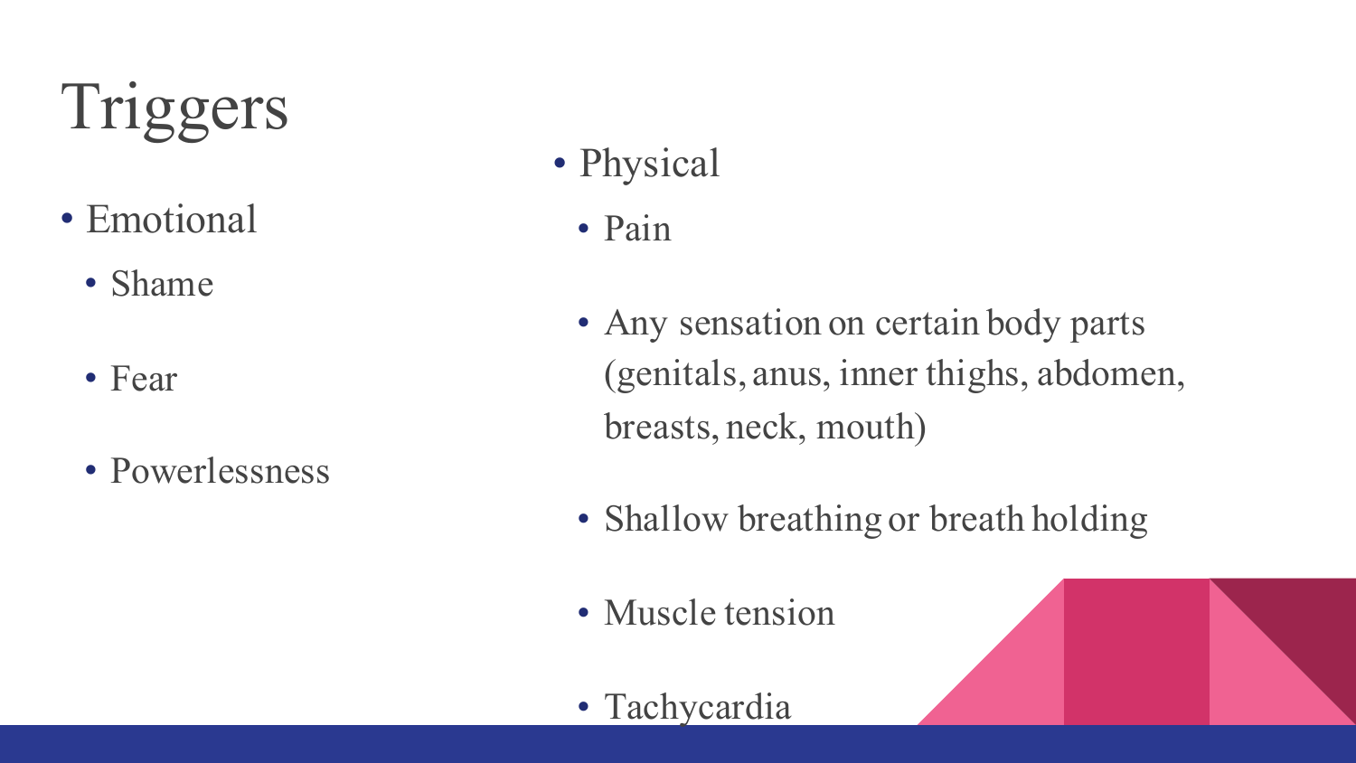# Triggers

- Emotional
  - Shame
  - Fear
  - Powerlessness

- Physical
  - Pain
  - Any sensation on certain body parts (genitals, anus, inner thighs, abdomen, breasts, neck, mouth)
  - Shallow breathing or breath holding
  - Muscle tension
  - Tachycardia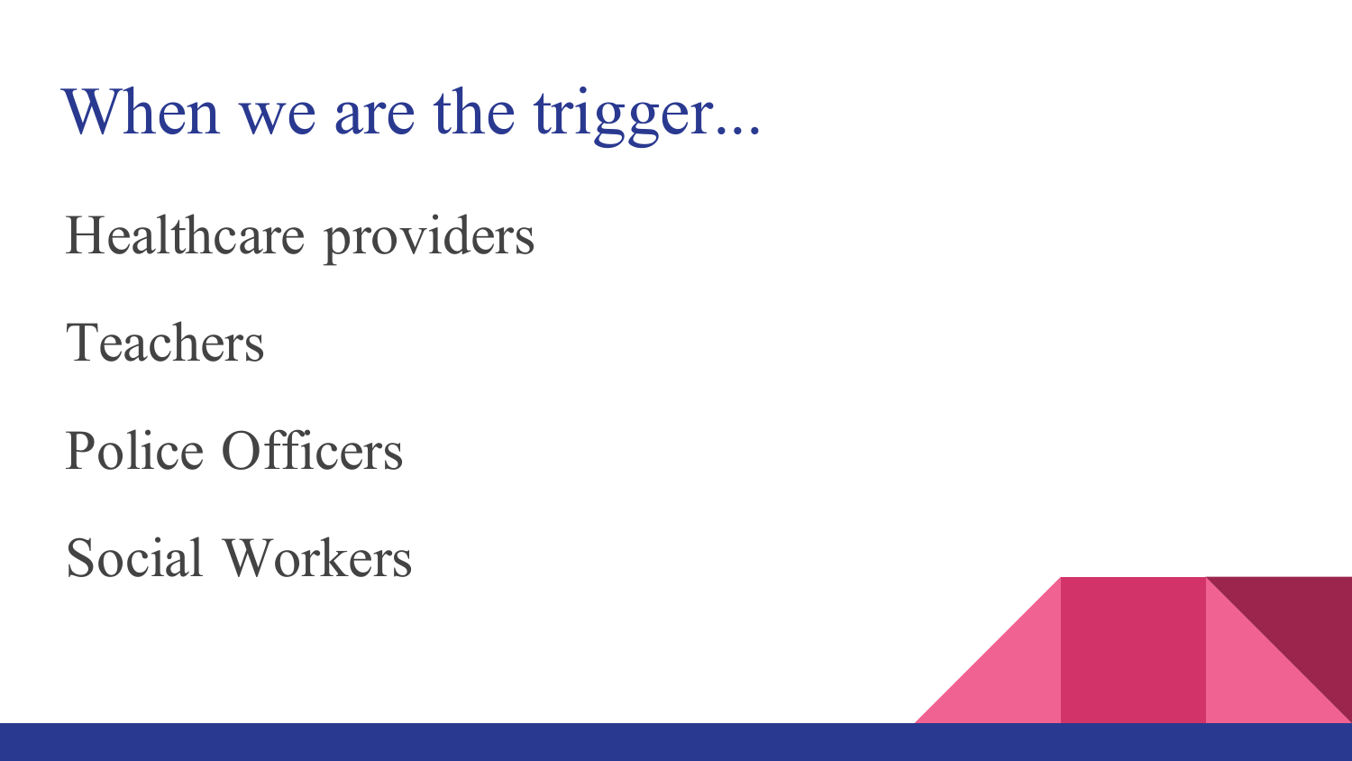# When we are the trigger...

Healthcare providers

Teachers

Police Officers

Social Workers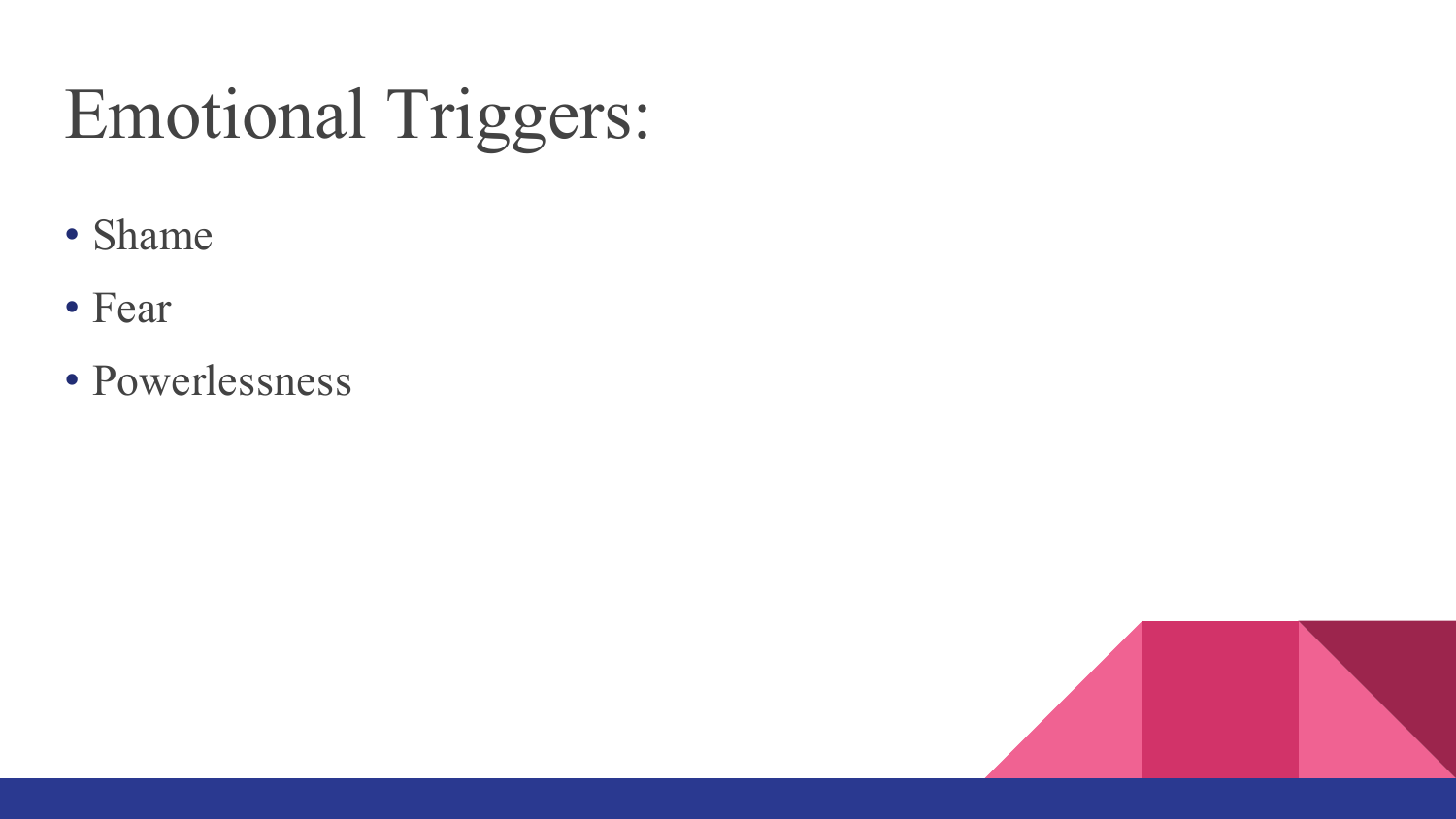# Emotional Triggers:

- Shame
- Fear
- Powerlessness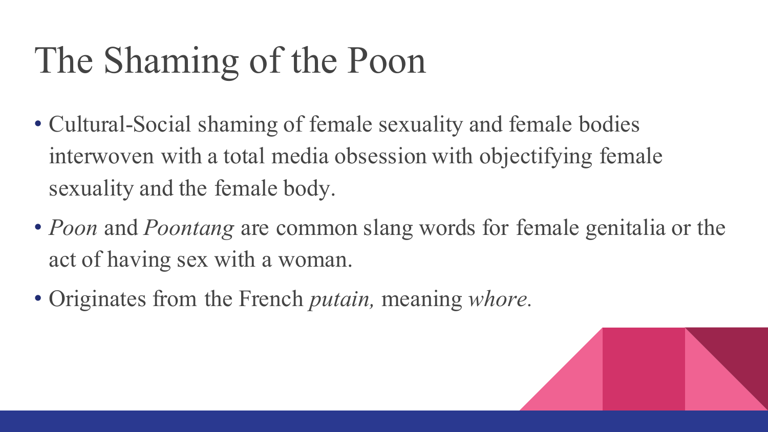# The Shaming of the Poon

- Cultural-Social shaming of female sexuality and female bodies interwoven with a total media obsession with objectifying female sexuality and the female body.
- *Poon* and *Poontang* are common slang words for female genitalia or the act of having sex with a woman.
- Originates from the French *putain,* meaning *whore.*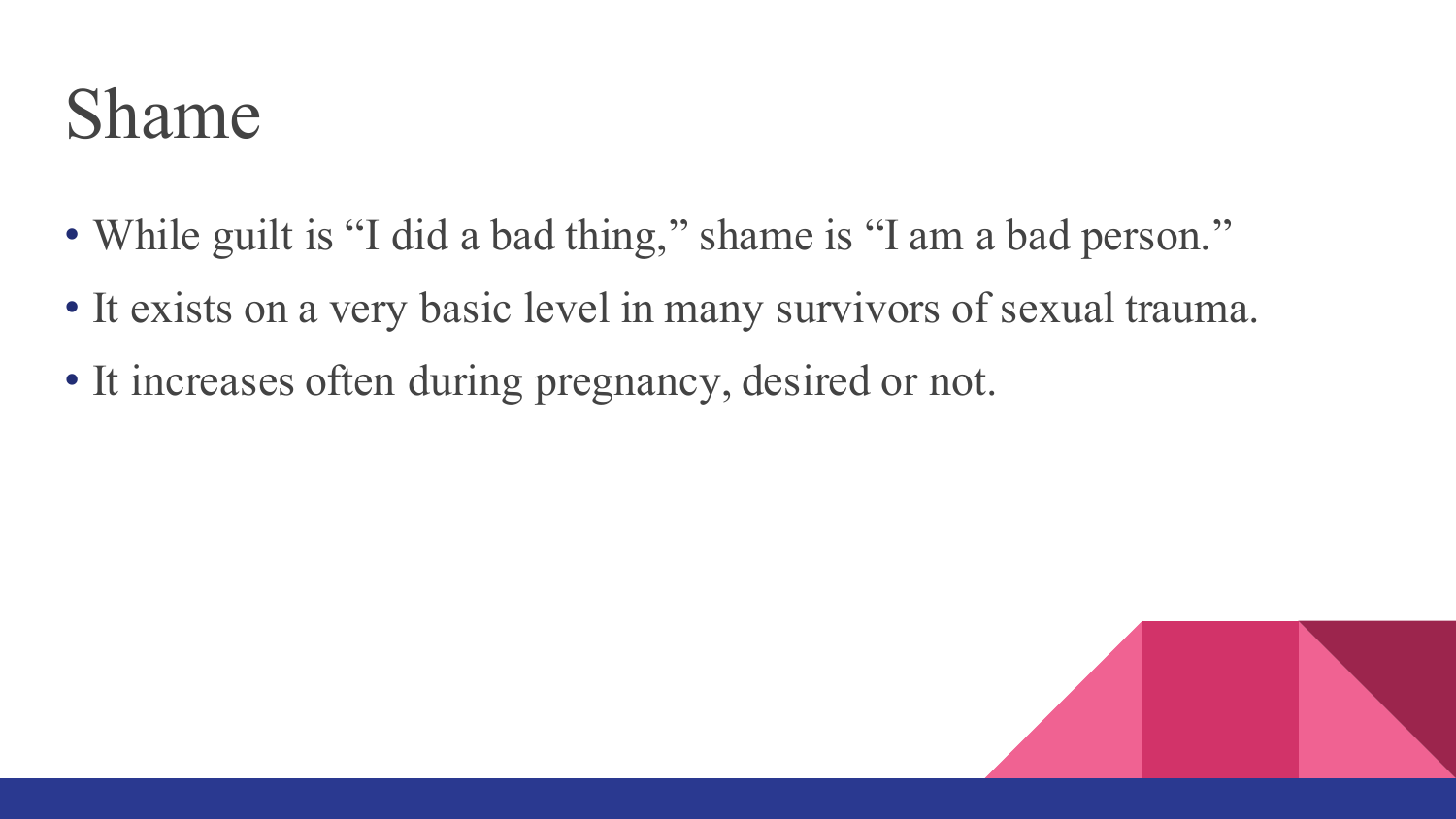# Shame

- While guilt is "I did a bad thing," shame is "I am a bad person."
- It exists on a very basic level in many survivors of sexual trauma.
- It increases often during pregnancy, desired or not.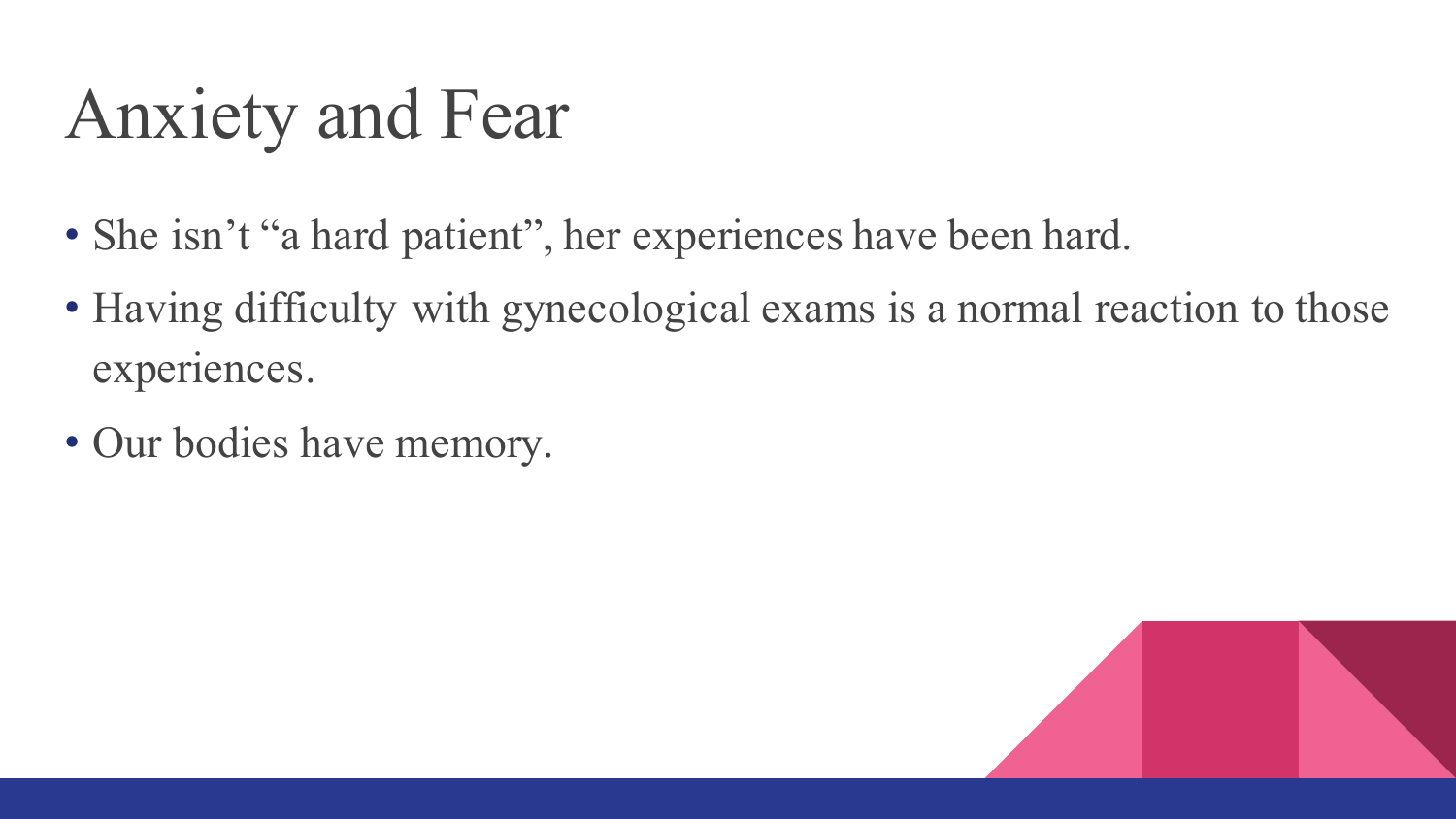# Anxiety and Fear

- She isn’t “a hard patient”, her experiences have been hard.
- Having difficulty with gynecological exams is a normal reaction to those experiences.
- Our bodies have memory.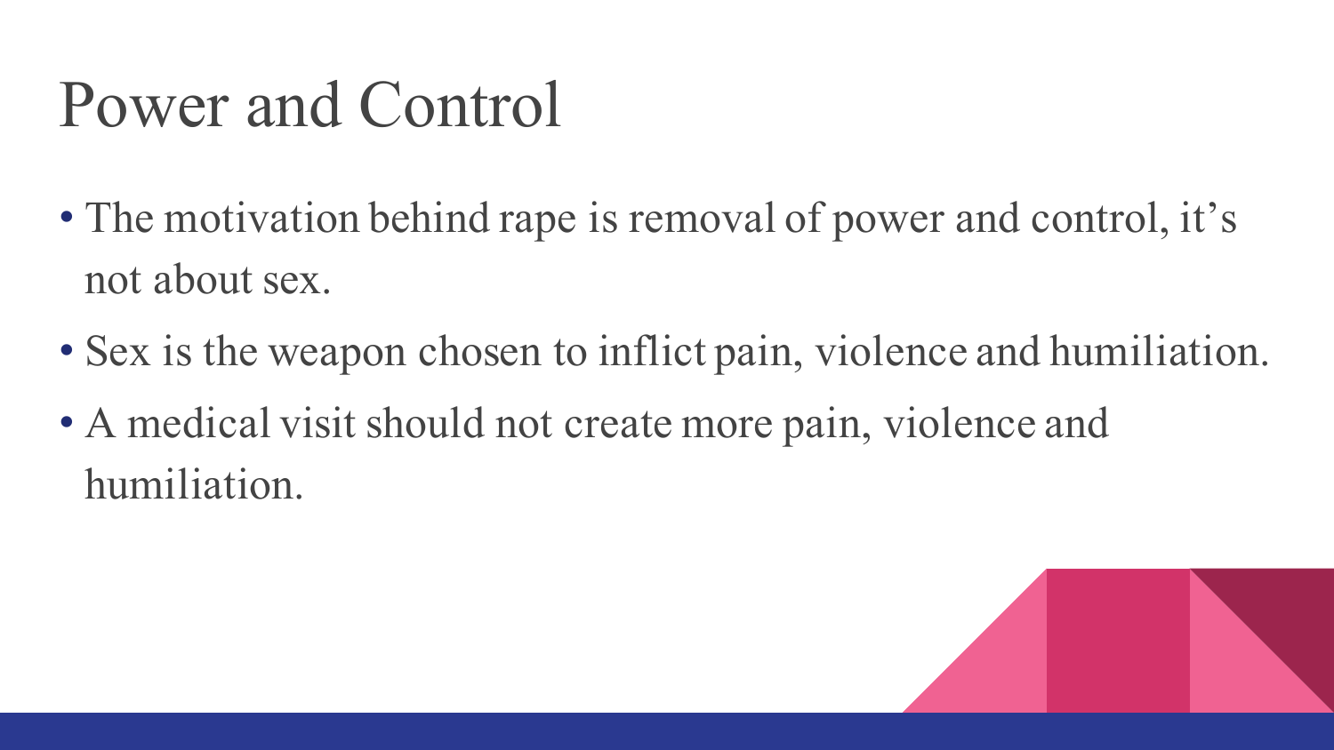# Power and Control

- The motivation behind rape is removal of power and control, it's not about sex.
- Sex is the weapon chosen to inflict pain, violence and humiliation.
- A medical visit should not create more pain, violence and humiliation.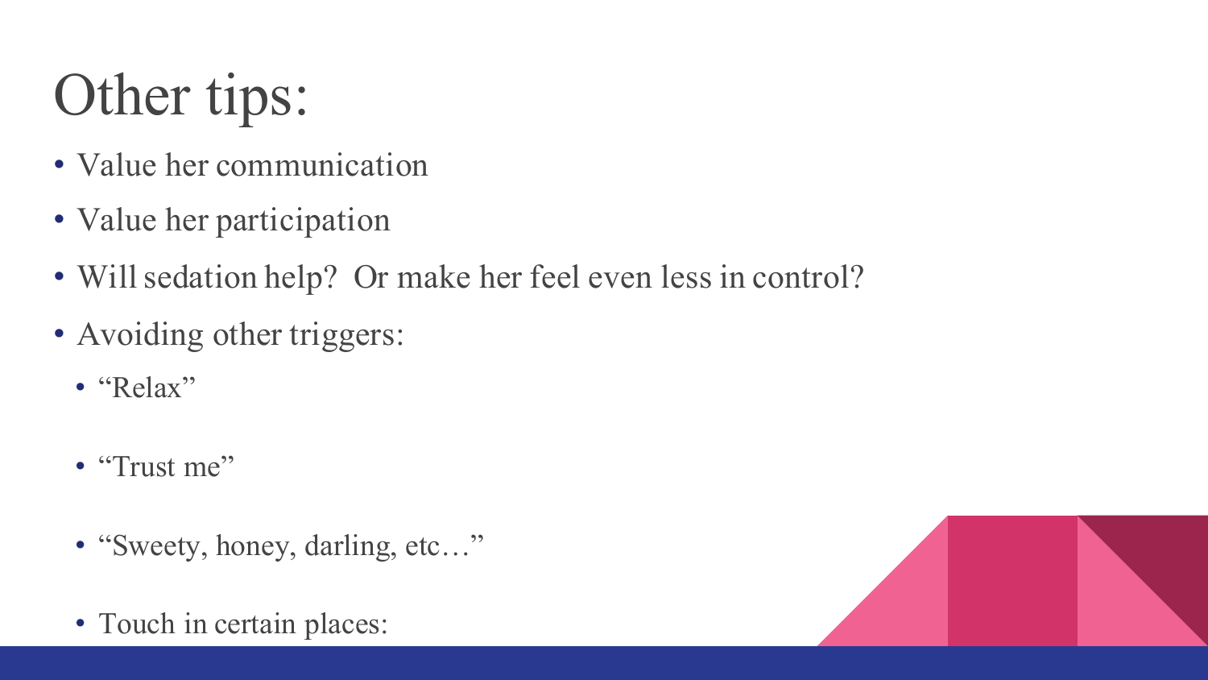# Other tips:

- Value her communication
- Value her participation
- Will sedation help? Or make her feel even less in control?
- Avoiding other triggers:
  - “Relax”
  - “Trust me”
  - “Sweety, honey, darling, etc…”
  - Touch in certain places: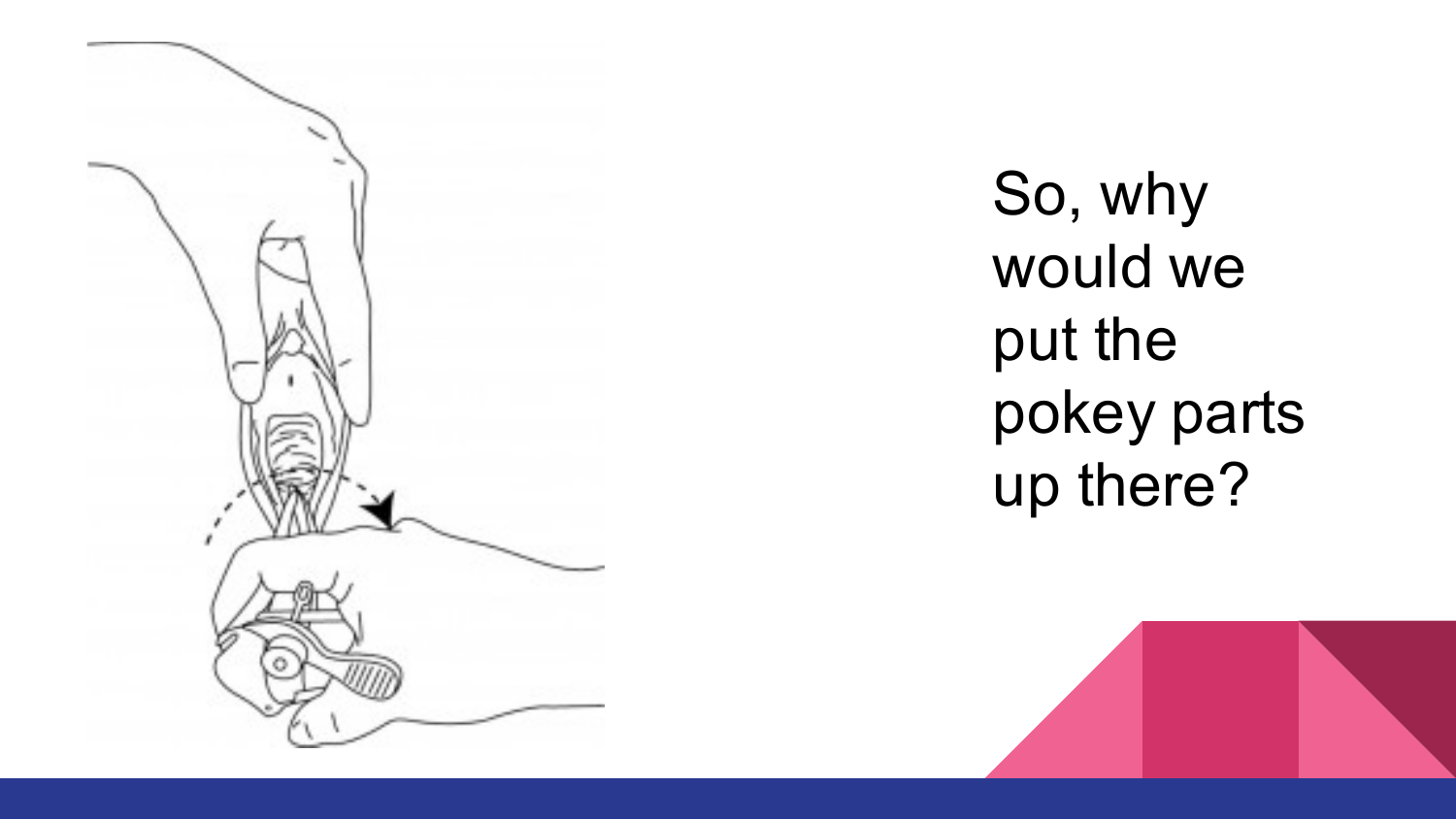So, why would we put the pokey parts up there?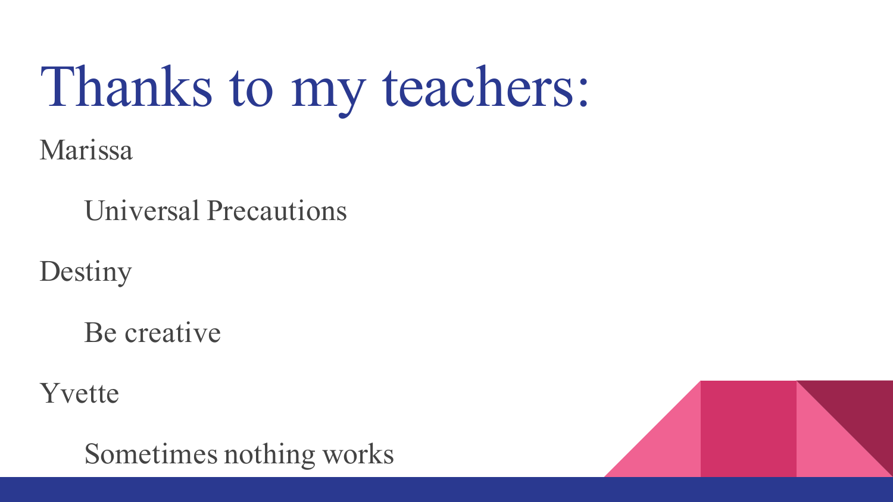# Thanks to my teachers:

Marissa

- Universal Precautions

Destiny

- Be creative

Yvette

- Sometimes nothing works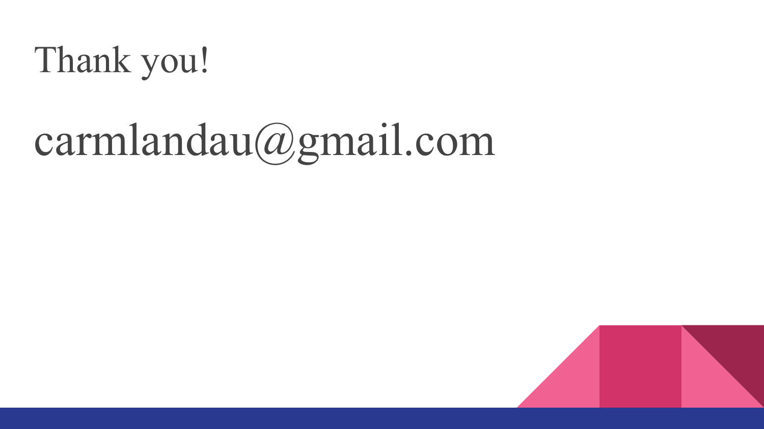# Thank you!

carmlandau@gmail.com